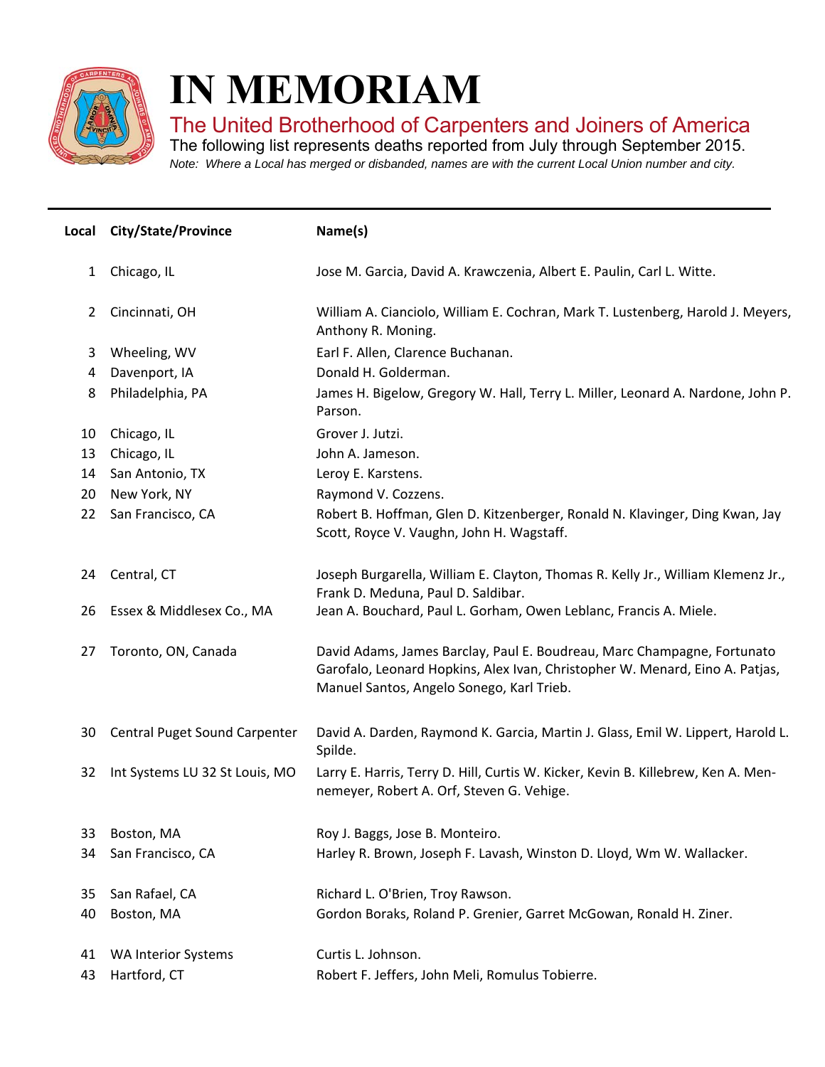# IN MEMORIAM

## The United Brotherhood of Carpenters and Joiners of America

The following list represents deaths reported from July through September 2015.

*Note: Where a Local has merged or disbanded, names are with the current Local Union number and city.*

| Local | City/State/Province | Name(s) |
|---|---|---|
| 1 | Chicago, IL | Jose M. Garcia, David A. Krawczenia, Albert E. Paulin, Carl L. Witte. |
| 2 | Cincinnati, OH | William A. Cianciolo, William E. Cochran, Mark T. Lustenberg, Harold J. Meyers, Anthony R. Moning. |
| 3 | Wheeling, WV | Earl F. Allen, Clarence Buchanan. |
| 4 | Davenport, IA | Donald H. Golderman. |
| 8 | Philadelphia, PA | James H. Bigelow, Gregory W. Hall, Terry L. Miller, Leonard A. Nardone, John P. Parson. |
| 10 | Chicago, IL | Grover J. Jutzi. |
| 13 | Chicago, IL | John A. Jameson. |
| 14 | San Antonio, TX | Leroy E. Karstens. |
| 20 | New York, NY | Raymond V. Cozzens. |
| 22 | San Francisco, CA | Robert B. Hoffman, Glen D. Kitzenberger, Ronald N. Klavinger, Ding Kwan, Jay Scott, Royce V. Vaughn, John H. Wagstaff. |
| 24 | Central, CT | Joseph Burgarella, William E. Clayton, Thomas R. Kelly Jr., William Klemenz Jr., Frank D. Meduna, Paul D. Saldibar. |
| 26 | Essex & Middlesex Co., MA | Jean A. Bouchard, Paul L. Gorham, Owen Leblanc, Francis A. Miele. |
| 27 | Toronto, ON, Canada | David Adams, James Barclay, Paul E. Boudreau, Marc Champagne, Fortunato Garofalo, Leonard Hopkins, Alex Ivan, Christopher W. Menard, Eino A. Patjas, Manuel Santos, Angelo Sonego, Karl Trieb. |
| 30 | Central Puget Sound Carpenter | David A. Darden, Raymond K. Garcia, Martin J. Glass, Emil W. Lippert, Harold L. Spilde. |
| 32 | Int Systems LU 32 St Louis, MO | Larry E. Harris, Terry D. Hill, Curtis W. Kicker, Kevin B. Killebrew, Ken A. Mennemeyer, Robert A. Orf, Steven G. Vehige. |
| 33 | Boston, MA | Roy J. Baggs, Jose B. Monteiro. |
| 34 | San Francisco, CA | Harley R. Brown, Joseph F. Lavash, Winston D. Lloyd, Wm W. Wallacker. |
| 35 | San Rafael, CA | Richard L. O'Brien, Troy Rawson. |
| 40 | Boston, MA | Gordon Boraks, Roland P. Grenier, Garret McGowan, Ronald H. Ziner. |
| 41 | WA Interior Systems | Curtis L. Johnson. |
| 43 | Hartford, CT | Robert F. Jeffers, John Meli, Romulus Tobierre. |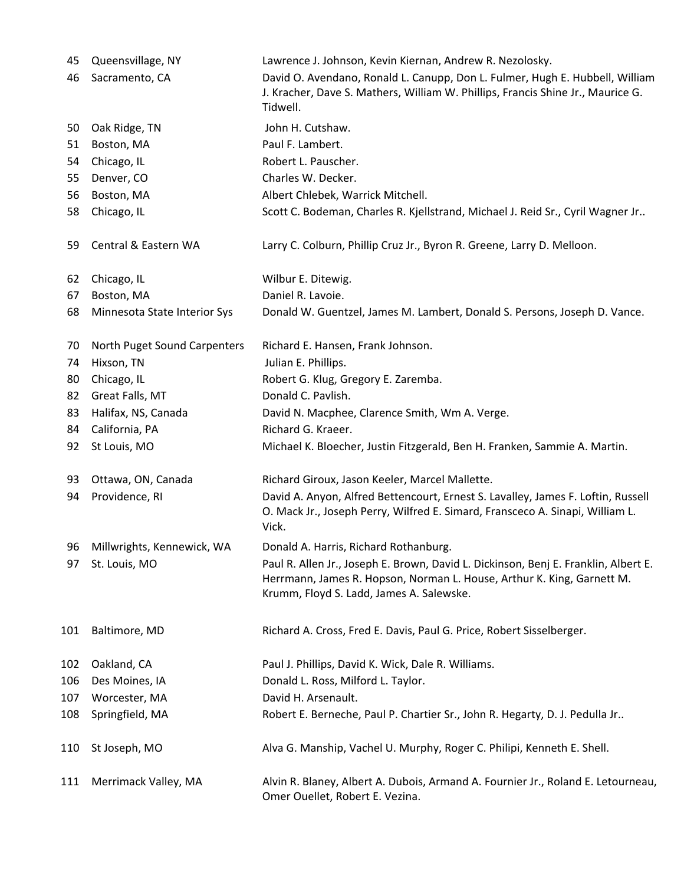| | | |
|---|---|---|
| 45 | Queensvillage, NY | Lawrence J. Johnson, Kevin Kiernan, Andrew R. Nezolosky. |
| 46 | Sacramento, CA | David O. Avendano, Ronald L. Canupp, Don L. Fulmer, Hugh E. Hubbell, William J. Kracher, Dave S. Mathers, William W. Phillips, Francis Shine Jr., Maurice G. Tidwell. |
| 50 | Oak Ridge, TN | John H. Cutshaw. |
| 51 | Boston, MA | Paul F. Lambert. |
| 54 | Chicago, IL | Robert L. Pauscher. |
| 55 | Denver, CO | Charles W. Decker. |
| 56 | Boston, MA | Albert Chlebek, Warrick Mitchell. |
| 58 | Chicago, IL | Scott C. Bodeman, Charles R. Kjellstrand, Michael J. Reid Sr., Cyril Wagner Jr.. |
| 59 | Central & Eastern WA | Larry C. Colburn, Phillip Cruz Jr., Byron R. Greene, Larry D. Melloon. |
| 62 | Chicago, IL | Wilbur E. Ditewig. |
| 67 | Boston, MA | Daniel R. Lavoie. |
| 68 | Minnesota State Interior Sys | Donald W. Guentzel, James M. Lambert, Donald S. Persons, Joseph D. Vance. |
| 70 | North Puget Sound Carpenters | Richard E. Hansen, Frank Johnson. |
| 74 | Hixson, TN | Julian E. Phillips. |
| 80 | Chicago, IL | Robert G. Klug, Gregory E. Zaremba. |
| 82 | Great Falls, MT | Donald C. Pavlish. |
| 83 | Halifax, NS, Canada | David N. Macphee, Clarence Smith, Wm A. Verge. |
| 84 | California, PA | Richard G. Kraeer. |
| 92 | St Louis, MO | Michael K. Bloecher, Justin Fitzgerald, Ben H. Franken, Sammie A. Martin. |
| 93 | Ottawa, ON, Canada | Richard Giroux, Jason Keeler, Marcel Mallette. |
| 94 | Providence, RI | David A. Anyon, Alfred Bettencourt, Ernest S. Lavalley, James F. Loftin, Russell O. Mack Jr., Joseph Perry, Wilfred E. Simard, Fransceco A. Sinapi, William L. Vick. |
| 96 | Millwrights, Kennewick, WA | Donald A. Harris, Richard Rothanburg. |
| 97 | St. Louis, MO | Paul R. Allen Jr., Joseph E. Brown, David L. Dickinson, Benj E. Franklin, Albert E. Herrmann, James R. Hopson, Norman L. House, Arthur K. King, Garnett M. Krumm, Floyd S. Ladd, James A. Salewske. |
| 101 | Baltimore, MD | Richard A. Cross, Fred E. Davis, Paul G. Price, Robert Sisselberger. |
| 102 | Oakland, CA | Paul J. Phillips, David K. Wick, Dale R. Williams. |
| 106 | Des Moines, IA | Donald L. Ross, Milford L. Taylor. |
| 107 | Worcester, MA | David H. Arsenault. |
| 108 | Springfield, MA | Robert E. Berneche, Paul P. Chartier Sr., John R. Hegarty, D. J. Pedulla Jr.. |
| 110 | St Joseph, MO | Alva G. Manship, Vachel U. Murphy, Roger C. Philipi, Kenneth E. Shell. |
| 111 | Merrimack Valley, MA | Alvin R. Blaney, Albert A. Dubois, Armand A. Fournier Jr., Roland E. Letourneau, Omer Ouellet, Robert E. Vezina. |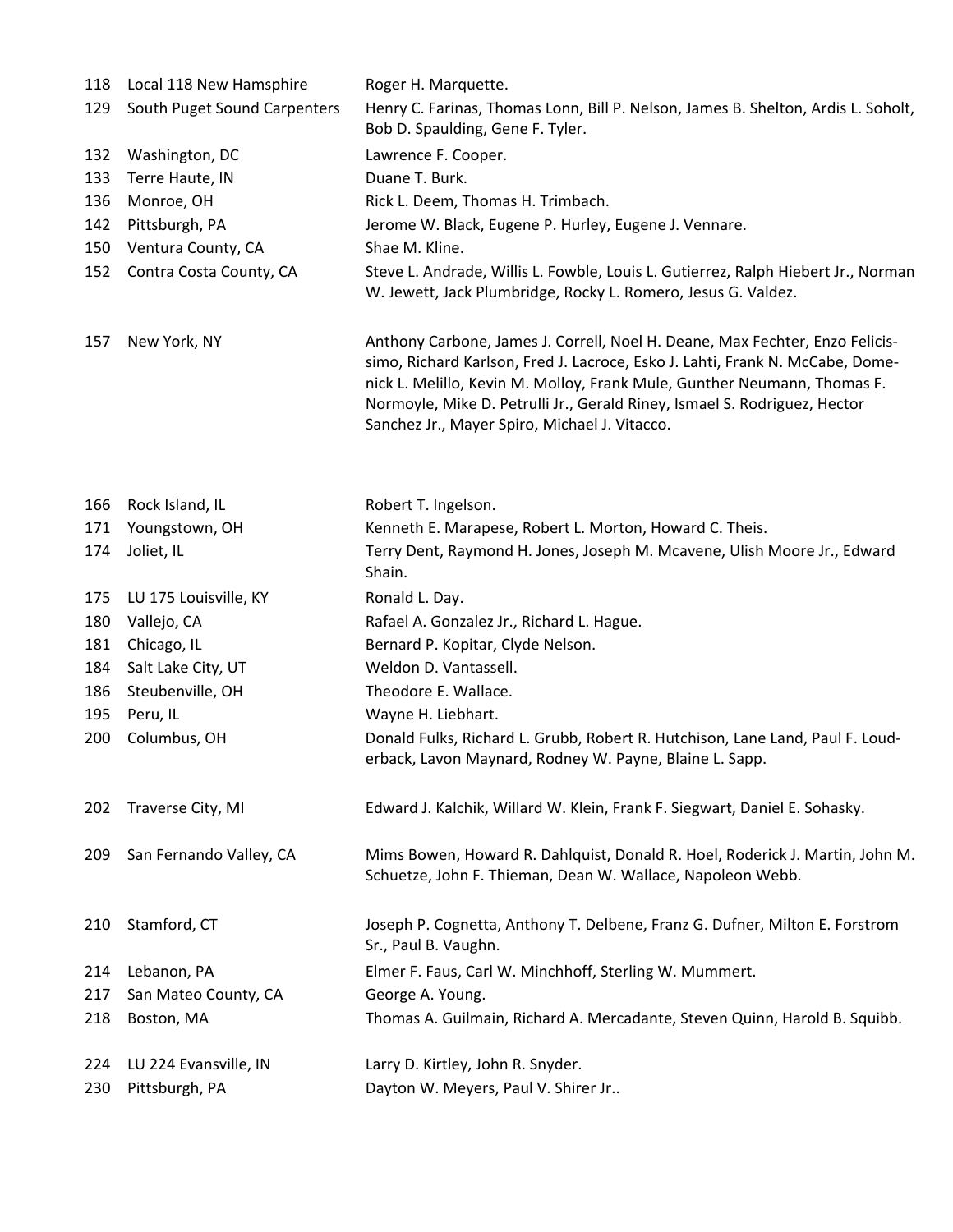| | | |
|---|---|---|
| 118 | Local 118 New Hamsphire | Roger H. Marquette. |
| 129 | South Puget Sound Carpenters | Henry C. Farinas, Thomas Lonn, Bill P. Nelson, James B. Shelton, Ardis L. Soholt, Bob D. Spaulding, Gene F. Tyler. |
| 132 | Washington, DC | Lawrence F. Cooper. |
| 133 | Terre Haute, IN | Duane T. Burk. |
| 136 | Monroe, OH | Rick L. Deem, Thomas H. Trimbach. |
| 142 | Pittsburgh, PA | Jerome W. Black, Eugene P. Hurley, Eugene J. Vennare. |
| 150 | Ventura County, CA | Shae M. Kline. |
| 152 | Contra Costa County, CA | Steve L. Andrade, Willis L. Fowble, Louis L. Gutierrez, Ralph Hiebert Jr., Norman W. Jewett, Jack Plumbridge, Rocky L. Romero, Jesus G. Valdez. |
| 157 | New York, NY | Anthony Carbone, James J. Correll, Noel H. Deane, Max Fechter, Enzo Felicissimo, Richard Karlson, Fred J. Lacroce, Esko J. Lahti, Frank N. McCabe, Domenick L. Melillo, Kevin M. Molloy, Frank Mule, Gunther Neumann, Thomas F. Normoyle, Mike D. Petrulli Jr., Gerald Riney, Ismael S. Rodriguez, Hector Sanchez Jr., Mayer Spiro, Michael J. Vitacco. |
| 166 | Rock Island, IL | Robert T. Ingelson. |
| 171 | Youngstown, OH | Kenneth E. Marapese, Robert L. Morton, Howard C. Theis. |
| 174 | Joliet, IL | Terry Dent, Raymond H. Jones, Joseph M. Mcavene, Ulish Moore Jr., Edward Shain. |
| 175 | LU 175 Louisville, KY | Ronald L. Day. |
| 180 | Vallejo, CA | Rafael A. Gonzalez Jr., Richard L. Hague. |
| 181 | Chicago, IL | Bernard P. Kopitar, Clyde Nelson. |
| 184 | Salt Lake City, UT | Weldon D. Vantassell. |
| 186 | Steubenville, OH | Theodore E. Wallace. |
| 195 | Peru, IL | Wayne H. Liebhart. |
| 200 | Columbus, OH | Donald Fulks, Richard L. Grubb, Robert R. Hutchison, Lane Land, Paul F. Louderback, Lavon Maynard, Rodney W. Payne, Blaine L. Sapp. |
| 202 | Traverse City, MI | Edward J. Kalchik, Willard W. Klein, Frank F. Siegwart, Daniel E. Sohasky. |
| 209 | San Fernando Valley, CA | Mims Bowen, Howard R. Dahlquist, Donald R. Hoel, Roderick J. Martin, John M. Schuetze, John F. Thieman, Dean W. Wallace, Napoleon Webb. |
| 210 | Stamford, CT | Joseph P. Cognetta, Anthony T. Delbene, Franz G. Dufner, Milton E. Forstrom Sr., Paul B. Vaughn. |
| 214 | Lebanon, PA | Elmer F. Faus, Carl W. Minchhoff, Sterling W. Mummert. |
| 217 | San Mateo County, CA | George A. Young. |
| 218 | Boston, MA | Thomas A. Guilmain, Richard A. Mercadante, Steven Quinn, Harold B. Squibb. |
| 224 | LU 224 Evansville, IN | Larry D. Kirtley, John R. Snyder. |
| 230 | Pittsburgh, PA | Dayton W. Meyers, Paul V. Shirer Jr.. |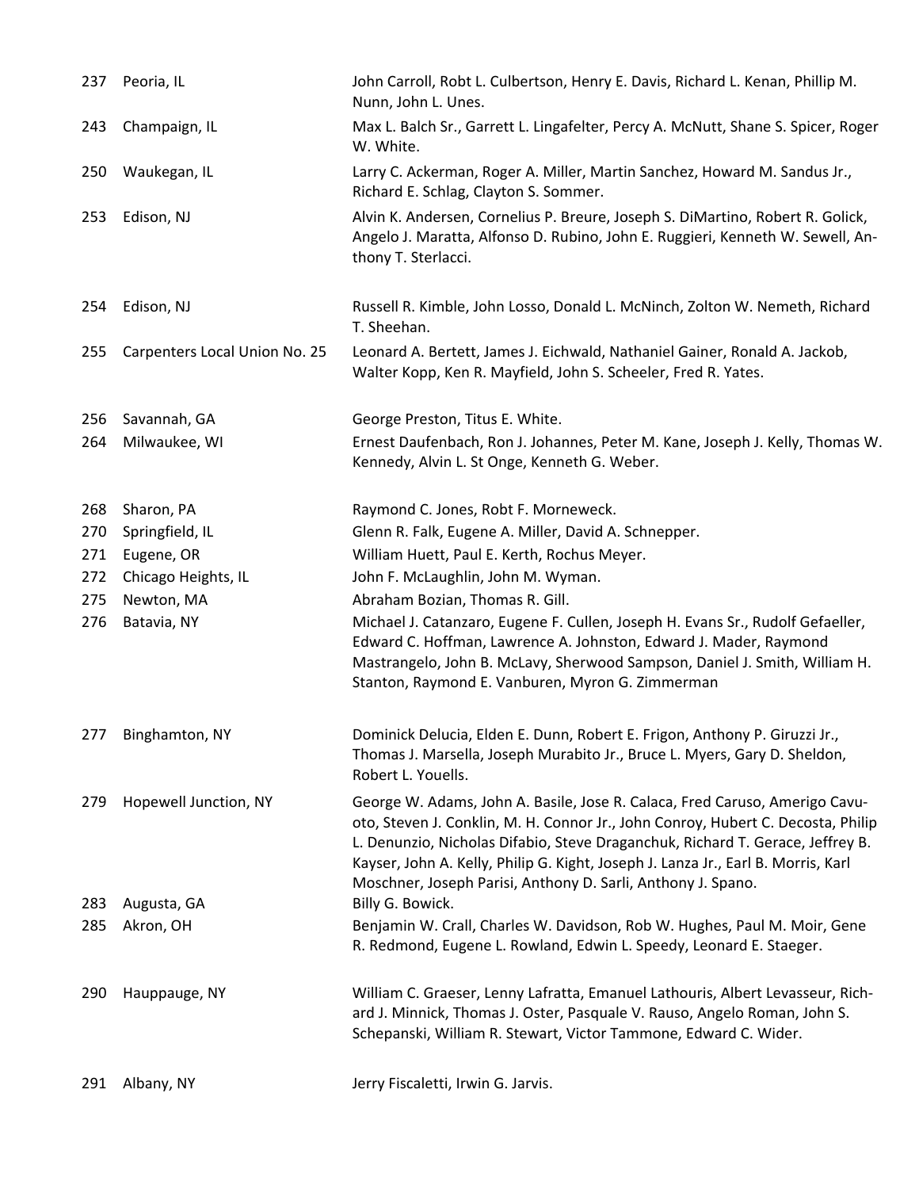| | | |
|---|---|---|
| 237 | Peoria, IL | John Carroll, Robt L. Culbertson, Henry E. Davis, Richard L. Kenan, Phillip M. Nunn, John L. Unes. |
| 243 | Champaign, IL | Max L. Balch Sr., Garrett L. Lingafelter, Percy A. McNutt, Shane S. Spicer, Roger W. White. |
| 250 | Waukegan, IL | Larry C. Ackerman, Roger A. Miller, Martin Sanchez, Howard M. Sandus Jr., Richard E. Schlag, Clayton S. Sommer. |
| 253 | Edison, NJ | Alvin K. Andersen, Cornelius P. Breure, Joseph S. DiMartino, Robert R. Golick, Angelo J. Maratta, Alfonso D. Rubino, John E. Ruggieri, Kenneth W. Sewell, Anthony T. Sterlacci. |
| 254 | Edison, NJ | Russell R. Kimble, John Losso, Donald L. McNinch, Zolton W. Nemeth, Richard T. Sheehan. |
| 255 | Carpenters Local Union No. 25 | Leonard A. Bertett, James J. Eichwald, Nathaniel Gainer, Ronald A. Jackob, Walter Kopp, Ken R. Mayfield, John S. Scheeler, Fred R. Yates. |
| 256 | Savannah, GA | George Preston, Titus E. White. |
| 264 | Milwaukee, WI | Ernest Daufenbach, Ron J. Johannes, Peter M. Kane, Joseph J. Kelly, Thomas W. Kennedy, Alvin L. St Onge, Kenneth G. Weber. |
| 268 | Sharon, PA | Raymond C. Jones, Robt F. Morneweck. |
| 270 | Springfield, IL | Glenn R. Falk, Eugene A. Miller, David A. Schnepper. |
| 271 | Eugene, OR | William Huett, Paul E. Kerth, Rochus Meyer. |
| 272 | Chicago Heights, IL | John F. McLaughlin, John M. Wyman. |
| 275 | Newton, MA | Abraham Bozian, Thomas R. Gill. |
| 276 | Batavia, NY | Michael J. Catanzaro, Eugene F. Cullen, Joseph H. Evans Sr., Rudolf Gefaeller, Edward C. Hoffman, Lawrence A. Johnston, Edward J. Mader, Raymond Mastrangelo, John B. McLavy, Sherwood Sampson, Daniel J. Smith, William H. Stanton, Raymond E. Vanburen, Myron G. Zimmerman |
| 277 | Binghamton, NY | Dominick Delucia, Elden E. Dunn, Robert E. Frigon, Anthony P. Giruzzi Jr., Thomas J. Marsella, Joseph Murabito Jr., Bruce L. Myers, Gary D. Sheldon, Robert L. Youells. |
| 279 | Hopewell Junction, NY | George W. Adams, John A. Basile, Jose R. Calaca, Fred Caruso, Amerigo Cavuoto, Steven J. Conklin, M. H. Connor Jr., John Conroy, Hubert C. Decosta, Philip L. Denunzio, Nicholas Difabio, Steve Draganchuk, Richard T. Gerace, Jeffrey B. Kayser, John A. Kelly, Philip G. Kight, Joseph J. Lanza Jr., Earl B. Morris, Karl Moschner, Joseph Parisi, Anthony D. Sarli, Anthony J. Spano. |
| 283 | Augusta, GA | Billy G. Bowick. |
| 285 | Akron, OH | Benjamin W. Crall, Charles W. Davidson, Rob W. Hughes, Paul M. Moir, Gene R. Redmond, Eugene L. Rowland, Edwin L. Speedy, Leonard E. Staeger. |
| 290 | Hauppauge, NY | William C. Graeser, Lenny Lafratta, Emanuel Lathouris, Albert Levasseur, Richard J. Minnick, Thomas J. Oster, Pasquale V. Rauso, Angelo Roman, John S. Schepanski, William R. Stewart, Victor Tammone, Edward C. Wider. |
| 291 | Albany, NY | Jerry Fiscaletti, Irwin G. Jarvis. |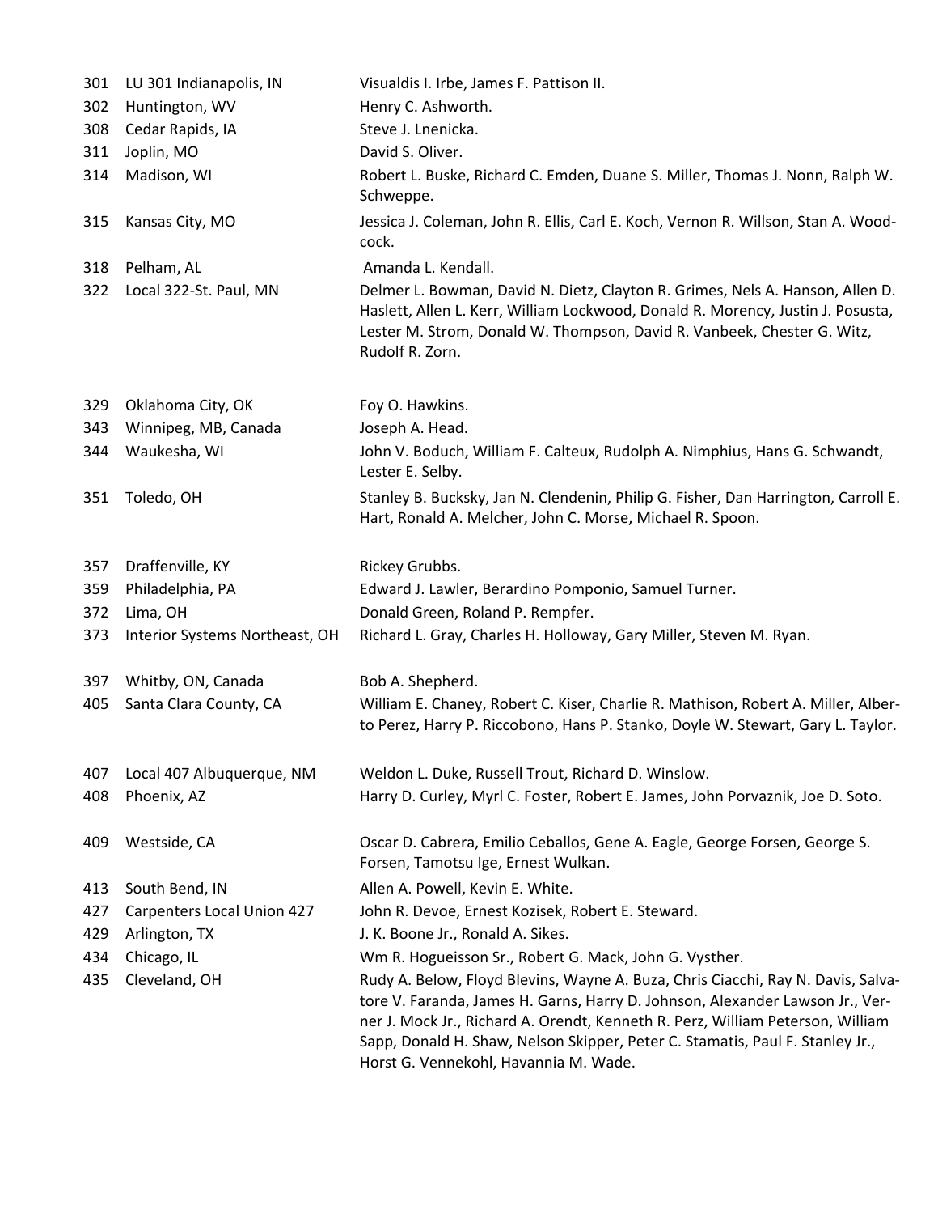| | | |
|---|---|---|
| 301 | LU 301 Indianapolis, IN | Visualdis I. Irbe, James F. Pattison II. |
| 302 | Huntington, WV | Henry C. Ashworth. |
| 308 | Cedar Rapids, IA | Steve J. Lnenicka. |
| 311 | Joplin, MO | David S. Oliver. |
| 314 | Madison, WI | Robert L. Buske, Richard C. Emden, Duane S. Miller, Thomas J. Nonn, Ralph W. Schweppe. |
| 315 | Kansas City, MO | Jessica J. Coleman, John R. Ellis, Carl E. Koch, Vernon R. Willson, Stan A. Woodcock. |
| 318 | Pelham, AL | Amanda L. Kendall. |
| 322 | Local 322-St. Paul, MN | Delmer L. Bowman, David N. Dietz, Clayton R. Grimes, Nels A. Hanson, Allen D. Haslett, Allen L. Kerr, William Lockwood, Donald R. Morency, Justin J. Posusta, Lester M. Strom, Donald W. Thompson, David R. Vanbeek, Chester G. Witz, Rudolf R. Zorn. |
| 329 | Oklahoma City, OK | Foy O. Hawkins. |
| 343 | Winnipeg, MB, Canada | Joseph A. Head. |
| 344 | Waukesha, WI | John V. Boduch, William F. Calteux, Rudolph A. Nimphius, Hans G. Schwandt, Lester E. Selby. |
| 351 | Toledo, OH | Stanley B. Bucksky, Jan N. Clendenin, Philip G. Fisher, Dan Harrington, Carroll E. Hart, Ronald A. Melcher, John C. Morse, Michael R. Spoon. |
| 357 | Draffenville, KY | Rickey Grubbs. |
| 359 | Philadelphia, PA | Edward J. Lawler, Berardino Pomponio, Samuel Turner. |
| 372 | Lima, OH | Donald Green, Roland P. Rempfer. |
| 373 | Interior Systems Northeast, OH | Richard L. Gray, Charles H. Holloway, Gary Miller, Steven M. Ryan. |
| 397 | Whitby, ON, Canada | Bob A. Shepherd. |
| 405 | Santa Clara County, CA | William E. Chaney, Robert C. Kiser, Charlie R. Mathison, Robert A. Miller, Alberto Perez, Harry P. Riccobono, Hans P. Stanko, Doyle W. Stewart, Gary L. Taylor. |
| 407 | Local 407 Albuquerque, NM | Weldon L. Duke, Russell Trout, Richard D. Winslow. |
| 408 | Phoenix, AZ | Harry D. Curley, Myrl C. Foster, Robert E. James, John Porvaznik, Joe D. Soto. |
| 409 | Westside, CA | Oscar D. Cabrera, Emilio Ceballos, Gene A. Eagle, George Forsen, George S. Forsen, Tamotsu Ige, Ernest Wulkan. |
| 413 | South Bend, IN | Allen A. Powell, Kevin E. White. |
| 427 | Carpenters Local Union 427 | John R. Devoe, Ernest Kozisek, Robert E. Steward. |
| 429 | Arlington, TX | J. K. Boone Jr., Ronald A. Sikes. |
| 434 | Chicago, IL | Wm R. Hogueisson Sr., Robert G. Mack, John G. Vysther. |
| 435 | Cleveland, OH | Rudy A. Below, Floyd Blevins, Wayne A. Buza, Chris Ciacchi, Ray N. Davis, Salvatore V. Faranda, James H. Garns, Harry D. Johnson, Alexander Lawson Jr., Verner J. Mock Jr., Richard A. Orendt, Kenneth R. Perz, William Peterson, William Sapp, Donald H. Shaw, Nelson Skipper, Peter C. Stamatis, Paul F. Stanley Jr., Horst G. Vennekohl, Havannia M. Wade. |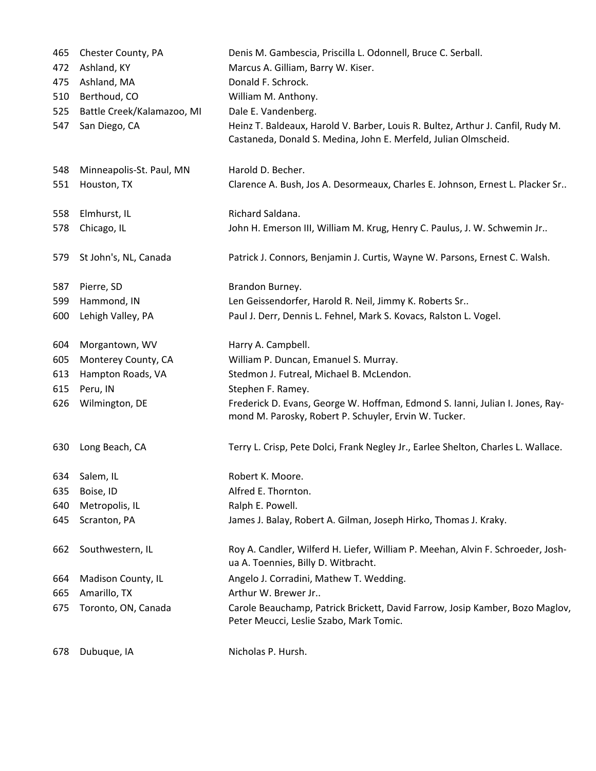| | | |
|---|---|---|
| 465 | Chester County, PA | Denis M. Gambescia, Priscilla L. Odonnell, Bruce C. Serball. |
| 472 | Ashland, KY | Marcus A. Gilliam, Barry W. Kiser. |
| 475 | Ashland, MA | Donald F. Schrock. |
| 510 | Berthoud, CO | William M. Anthony. |
| 525 | Battle Creek/Kalamazoo, MI | Dale E. Vandenberg. |
| 547 | San Diego, CA | Heinz T. Baldeaux, Harold V. Barber, Louis R. Bultez, Arthur J. Canfil, Rudy M. Castaneda, Donald S. Medina, John E. Merfeld, Julian Olmscheid. |
| 548 | Minneapolis-St. Paul, MN | Harold D. Becher. |
| 551 | Houston, TX | Clarence A. Bush, Jos A. Desormeaux, Charles E. Johnson, Ernest L. Placker Sr.. |
| 558 | Elmhurst, IL | Richard Saldana. |
| 578 | Chicago, IL | John H. Emerson III, William M. Krug, Henry C. Paulus, J. W. Schwemin Jr.. |
| 579 | St John's, NL, Canada | Patrick J. Connors, Benjamin J. Curtis, Wayne W. Parsons, Ernest C. Walsh. |
| 587 | Pierre, SD | Brandon Burney. |
| 599 | Hammond, IN | Len Geissendorfer, Harold R. Neil, Jimmy K. Roberts Sr.. |
| 600 | Lehigh Valley, PA | Paul J. Derr, Dennis L. Fehnel, Mark S. Kovacs, Ralston L. Vogel. |
| 604 | Morgantown, WV | Harry A. Campbell. |
| 605 | Monterey County, CA | William P. Duncan, Emanuel S. Murray. |
| 613 | Hampton Roads, VA | Stedmon J. Futreal, Michael B. McLendon. |
| 615 | Peru, IN | Stephen F. Ramey. |
| 626 | Wilmington, DE | Frederick D. Evans, George W. Hoffman, Edmond S. Ianni, Julian I. Jones, Raymond M. Parosky, Robert P. Schuyler, Ervin W. Tucker. |
| 630 | Long Beach, CA | Terry L. Crisp, Pete Dolci, Frank Negley Jr., Earlee Shelton, Charles L. Wallace. |
| 634 | Salem, IL | Robert K. Moore. |
| 635 | Boise, ID | Alfred E. Thornton. |
| 640 | Metropolis, IL | Ralph E. Powell. |
| 645 | Scranton, PA | James J. Balay, Robert A. Gilman, Joseph Hirko, Thomas J. Kraky. |
| 662 | Southwestern, IL | Roy A. Candler, Wilferd H. Liefer, William P. Meehan, Alvin F. Schroeder, Joshua A. Toennies, Billy D. Witbracht. |
| 664 | Madison County, IL | Angelo J. Corradini, Mathew T. Wedding. |
| 665 | Amarillo, TX | Arthur W. Brewer Jr.. |
| 675 | Toronto, ON, Canada | Carole Beauchamp, Patrick Brickett, David Farrow, Josip Kamber, Bozo Maglov, Peter Meucci, Leslie Szabo, Mark Tomic. |
| 678 | Dubuque, IA | Nicholas P. Hursh. |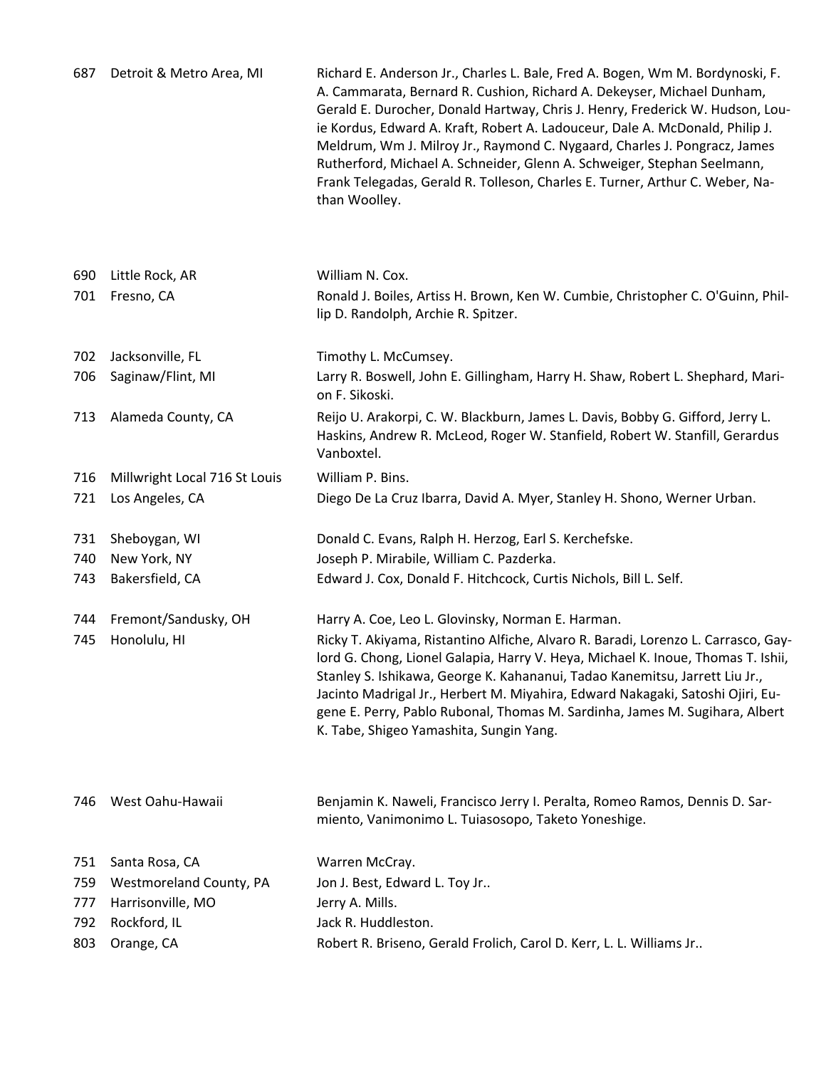| | | |
|---|---|---|
| 687 | Detroit & Metro Area, MI | Richard E. Anderson Jr., Charles L. Bale, Fred A. Bogen, Wm M. Bordynoski, F. A. Cammarata, Bernard R. Cushion, Richard A. Dekeyser, Michael Dunham, Gerald E. Durocher, Donald Hartway, Chris J. Henry, Frederick W. Hudson, Louie Kordus, Edward A. Kraft, Robert A. Ladouceur, Dale A. McDonald, Philip J. Meldrum, Wm J. Milroy Jr., Raymond C. Nygaard, Charles J. Pongracz, James Rutherford, Michael A. Schneider, Glenn A. Schweiger, Stephan Seelmann, Frank Telegadas, Gerald R. Tolleson, Charles E. Turner, Arthur C. Weber, Nathan Woolley. |
| 690 | Little Rock, AR | William N. Cox. |
| 701 | Fresno, CA | Ronald J. Boiles, Artiss H. Brown, Ken W. Cumbie, Christopher C. O'Guinn, Phillip D. Randolph, Archie R. Spitzer. |
| 702 | Jacksonville, FL | Timothy L. McCumsey. |
| 706 | Saginaw/Flint, MI | Larry R. Boswell, John E. Gillingham, Harry H. Shaw, Robert L. Shephard, Marion F. Sikoski. |
| 713 | Alameda County, CA | Reijo U. Arakorpi, C. W. Blackburn, James L. Davis, Bobby G. Gifford, Jerry L. Haskins, Andrew R. McLeod, Roger W. Stanfield, Robert W. Stanfill, Gerardus Vanboxtel. |
| 716 | Millwright Local 716 St Louis | William P. Bins. |
| 721 | Los Angeles, CA | Diego De La Cruz Ibarra, David A. Myer, Stanley H. Shono, Werner Urban. |
| 731 | Sheboygan, WI | Donald C. Evans, Ralph H. Herzog, Earl S. Kerchefske. |
| 740 | New York, NY | Joseph P. Mirabile, William C. Pazderka. |
| 743 | Bakersfield, CA | Edward J. Cox, Donald F. Hitchcock, Curtis Nichols, Bill L. Self. |
| 744 | Fremont/Sandusky, OH | Harry A. Coe, Leo L. Glovinsky, Norman E. Harman. |
| 745 | Honolulu, HI | Ricky T. Akiyama, Ristantino Alfiche, Alvaro R. Baradi, Lorenzo L. Carrasco, Gaylord G. Chong, Lionel Galapia, Harry V. Heya, Michael K. Inoue, Thomas T. Ishii, Stanley S. Ishikawa, George K. Kahananui, Tadao Kanemitsu, Jarrett Liu Jr., Jacinto Madrigal Jr., Herbert M. Miyahira, Edward Nakagaki, Satoshi Ojiri, Eugene E. Perry, Pablo Rubonal, Thomas M. Sardinha, James M. Sugihara, Albert K. Tabe, Shigeo Yamashita, Sungin Yang. |
| 746 | West Oahu-Hawaii | Benjamin K. Naweli, Francisco Jerry I. Peralta, Romeo Ramos, Dennis D. Sarmiento, Vanimonimo L. Tuiasosopo, Taketo Yoneshige. |
| 751 | Santa Rosa, CA | Warren McCray. |
| 759 | Westmoreland County, PA | Jon J. Best, Edward L. Toy Jr.. |
| 777 | Harrisonville, MO | Jerry A. Mills. |
| 792 | Rockford, IL | Jack R. Huddleston. |
| 803 | Orange, CA | Robert R. Briseno, Gerald Frolich, Carol D. Kerr, L. L. Williams Jr.. |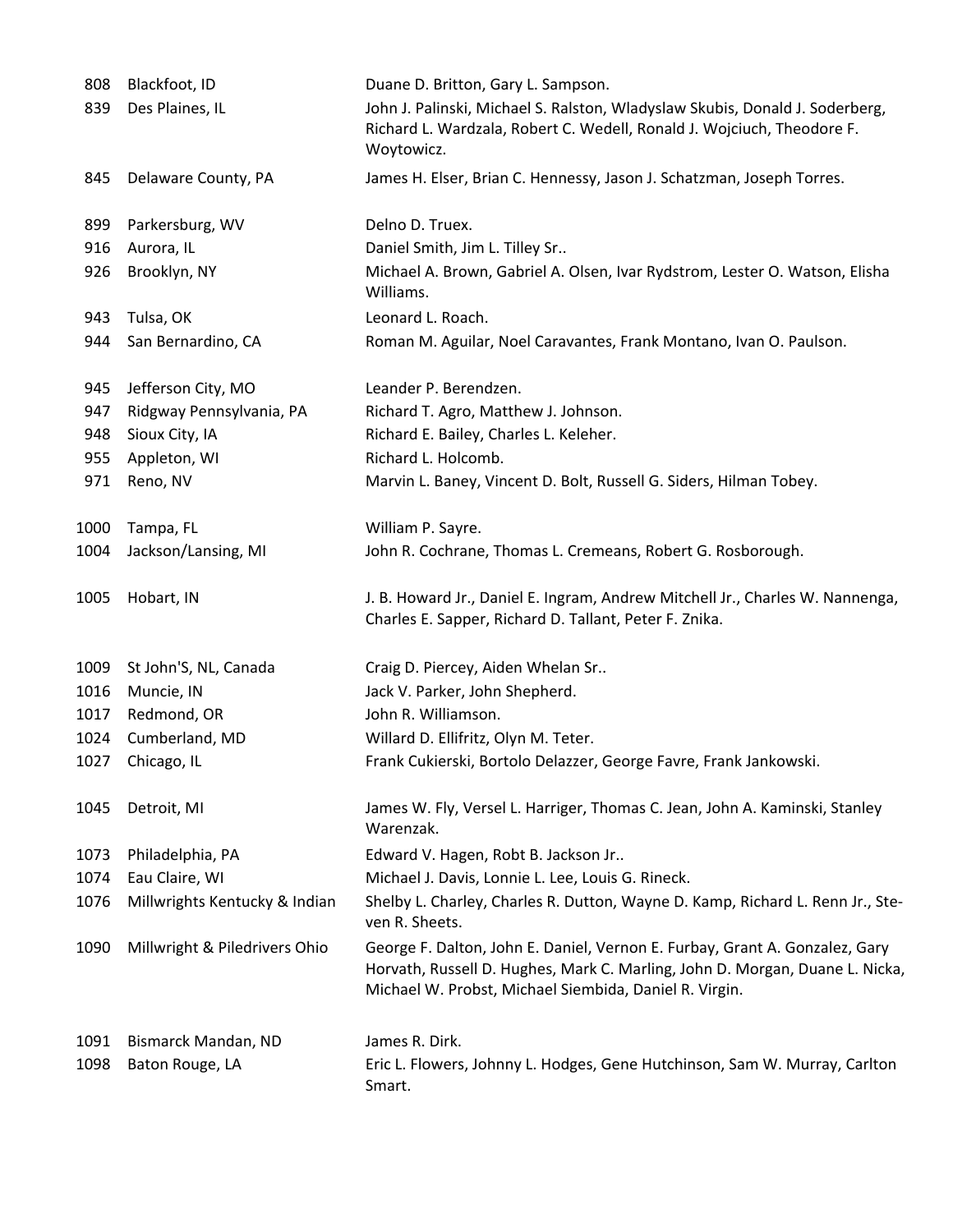| | | |
|---|---|---|
| 808 | Blackfoot, ID | Duane D. Britton, Gary L. Sampson. |
| 839 | Des Plaines, IL | John J. Palinski, Michael S. Ralston, Wladyslaw Skubis, Donald J. Soderberg, Richard L. Wardzala, Robert C. Wedell, Ronald J. Wojciuch, Theodore F. Woytowicz. |
| 845 | Delaware County, PA | James H. Elser, Brian C. Hennessy, Jason J. Schatzman, Joseph Torres. |
| 899 | Parkersburg, WV | Delno D. Truex. |
| 916 | Aurora, IL | Daniel Smith, Jim L. Tilley Sr.. |
| 926 | Brooklyn, NY | Michael A. Brown, Gabriel A. Olsen, Ivar Rydstrom, Lester O. Watson, Elisha Williams. |
| 943 | Tulsa, OK | Leonard L. Roach. |
| 944 | San Bernardino, CA | Roman M. Aguilar, Noel Caravantes, Frank Montano, Ivan O. Paulson. |
| 945 | Jefferson City, MO | Leander P. Berendzen. |
| 947 | Ridgway Pennsylvania, PA | Richard T. Agro, Matthew J. Johnson. |
| 948 | Sioux City, IA | Richard E. Bailey, Charles L. Keleher. |
| 955 | Appleton, WI | Richard L. Holcomb. |
| 971 | Reno, NV | Marvin L. Baney, Vincent D. Bolt, Russell G. Siders, Hilman Tobey. |
| 1000 | Tampa, FL | William P. Sayre. |
| 1004 | Jackson/Lansing, MI | John R. Cochrane, Thomas L. Cremeans, Robert G. Rosborough. |
| 1005 | Hobart, IN | J. B. Howard Jr., Daniel E. Ingram, Andrew Mitchell Jr., Charles W. Nannenga, Charles E. Sapper, Richard D. Tallant, Peter F. Znika. |
| 1009 | St John'S, NL, Canada | Craig D. Piercey, Aiden Whelan Sr.. |
| 1016 | Muncie, IN | Jack V. Parker, John Shepherd. |
| 1017 | Redmond, OR | John R. Williamson. |
| 1024 | Cumberland, MD | Willard D. Ellifritz, Olyn M. Teter. |
| 1027 | Chicago, IL | Frank Cukierski, Bortolo Delazzer, George Favre, Frank Jankowski. |
| 1045 | Detroit, MI | James W. Fly, Versel L. Harriger, Thomas C. Jean, John A. Kaminski, Stanley Warenzak. |
| 1073 | Philadelphia, PA | Edward V. Hagen, Robt B. Jackson Jr.. |
| 1074 | Eau Claire, WI | Michael J. Davis, Lonnie L. Lee, Louis G. Rineck. |
| 1076 | Millwrights Kentucky & Indian | Shelby L. Charley, Charles R. Dutton, Wayne D. Kamp, Richard L. Renn Jr., Steven R. Sheets. |
| 1090 | Millwright & Piledrivers Ohio | George F. Dalton, John E. Daniel, Vernon E. Furbay, Grant A. Gonzalez, Gary Horvath, Russell D. Hughes, Mark C. Marling, John D. Morgan, Duane L. Nicka, Michael W. Probst, Michael Siembida, Daniel R. Virgin. |
| 1091 | Bismarck Mandan, ND | James R. Dirk. |
| 1098 | Baton Rouge, LA | Eric L. Flowers, Johnny L. Hodges, Gene Hutchinson, Sam W. Murray, Carlton Smart. |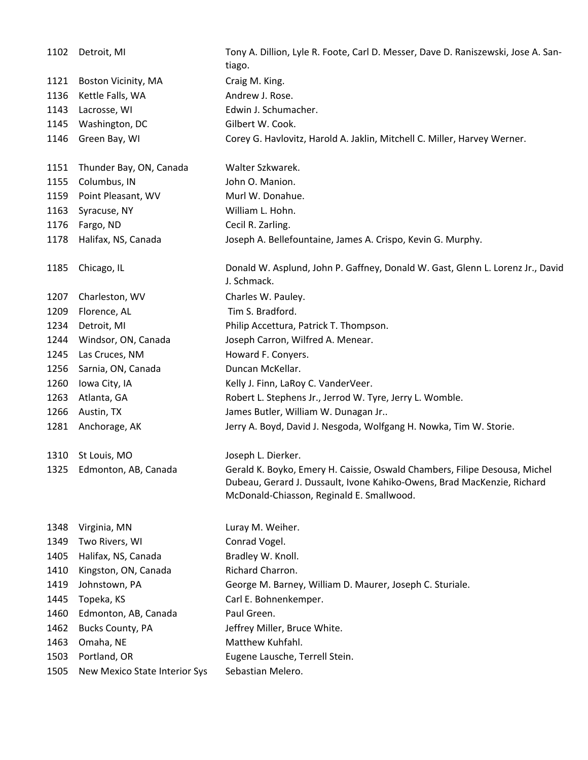| | | |
|---|---|---|
| 1102 | Detroit, MI | Tony A. Dillion, Lyle R. Foote, Carl D. Messer, Dave D. Raniszewski, Jose A. Santiago. |
| 1121 | Boston Vicinity, MA | Craig M. King. |
| 1136 | Kettle Falls, WA | Andrew J. Rose. |
| 1143 | Lacrosse, WI | Edwin J. Schumacher. |
| 1145 | Washington, DC | Gilbert W. Cook. |
| 1146 | Green Bay, WI | Corey G. Havlovitz, Harold A. Jaklin, Mitchell C. Miller, Harvey Werner. |
| 1151 | Thunder Bay, ON, Canada | Walter Szkwarek. |
| 1155 | Columbus, IN | John O. Manion. |
| 1159 | Point Pleasant, WV | Murl W. Donahue. |
| 1163 | Syracuse, NY | William L. Hohn. |
| 1176 | Fargo, ND | Cecil R. Zarling. |
| 1178 | Halifax, NS, Canada | Joseph A. Bellefountaine, James A. Crispo, Kevin G. Murphy. |
| 1185 | Chicago, IL | Donald W. Asplund, John P. Gaffney, Donald W. Gast, Glenn L. Lorenz Jr., David J. Schmack. |
| 1207 | Charleston, WV | Charles W. Pauley. |
| 1209 | Florence, AL | Tim S. Bradford. |
| 1234 | Detroit, MI | Philip Accettura, Patrick T. Thompson. |
| 1244 | Windsor, ON, Canada | Joseph Carron, Wilfred A. Menear. |
| 1245 | Las Cruces, NM | Howard F. Conyers. |
| 1256 | Sarnia, ON, Canada | Duncan McKellar. |
| 1260 | Iowa City, IA | Kelly J. Finn, LaRoy C. VanderVeer. |
| 1263 | Atlanta, GA | Robert L. Stephens Jr., Jerrod W. Tyre, Jerry L. Womble. |
| 1266 | Austin, TX | James Butler, William W. Dunagan Jr.. |
| 1281 | Anchorage, AK | Jerry A. Boyd, David J. Nesgoda, Wolfgang H. Nowka, Tim W. Storie. |
| 1310 | St Louis, MO | Joseph L. Dierker. |
| 1325 | Edmonton, AB, Canada | Gerald K. Boyko, Emery H. Caissie, Oswald Chambers, Filipe Desousa, Michel Dubeau, Gerard J. Dussault, Ivone Kahiko-Owens, Brad MacKenzie, Richard McDonald-Chiasson, Reginald E. Smallwood. |
| 1348 | Virginia, MN | Luray M. Weiher. |
| 1349 | Two Rivers, WI | Conrad Vogel. |
| 1405 | Halifax, NS, Canada | Bradley W. Knoll. |
| 1410 | Kingston, ON, Canada | Richard Charron. |
| 1419 | Johnstown, PA | George M. Barney, William D. Maurer, Joseph C. Sturiale. |
| 1445 | Topeka, KS | Carl E. Bohnenkemper. |
| 1460 | Edmonton, AB, Canada | Paul Green. |
| 1462 | Bucks County, PA | Jeffrey Miller, Bruce White. |
| 1463 | Omaha, NE | Matthew Kuhfahl. |
| 1503 | Portland, OR | Eugene Lausche, Terrell Stein. |
| 1505 | New Mexico State Interior Sys | Sebastian Melero. |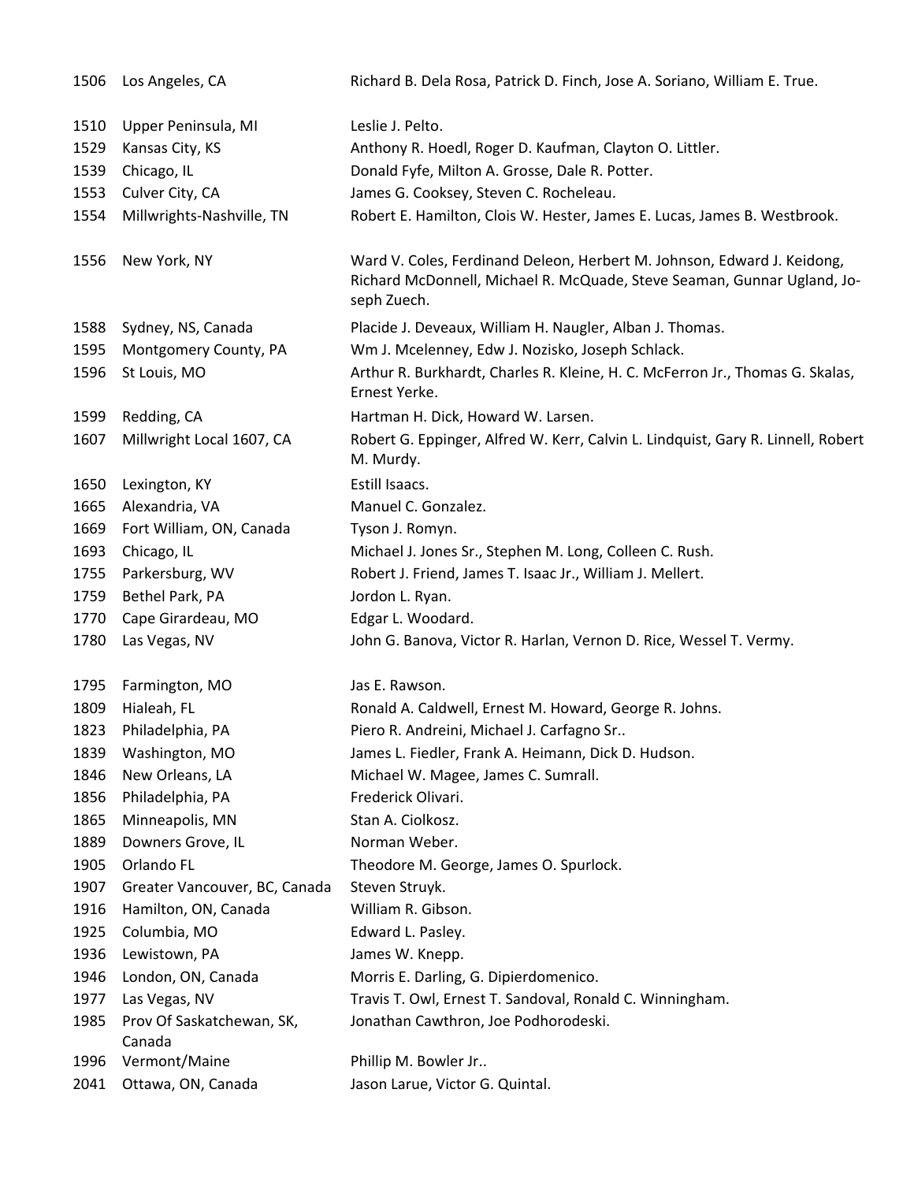| | | |
|---|---|---|
| 1506 | Los Angeles, CA | Richard B. Dela Rosa, Patrick D. Finch, Jose A. Soriano, William E. True. |
| 1510 | Upper Peninsula, MI | Leslie J. Pelto. |
| 1529 | Kansas City, KS | Anthony R. Hoedl, Roger D. Kaufman, Clayton O. Littler. |
| 1539 | Chicago, IL | Donald Fyfe, Milton A. Grosse, Dale R. Potter. |
| 1553 | Culver City, CA | James G. Cooksey, Steven C. Rocheleau. |
| 1554 | Millwrights-Nashville, TN | Robert E. Hamilton, Clois W. Hester, James E. Lucas, James B. Westbrook. |
| 1556 | New York, NY | Ward V. Coles, Ferdinand Deleon, Herbert M. Johnson, Edward J. Keidong, Richard McDonnell, Michael R. McQuade, Steve Seaman, Gunnar Ugland, Joseph Zuech. |
| 1588 | Sydney, NS, Canada | Placide J. Deveaux, William H. Naugler, Alban J. Thomas. |
| 1595 | Montgomery County, PA | Wm J. Mcelenney, Edw J. Nozisko, Joseph Schlack. |
| 1596 | St Louis, MO | Arthur R. Burkhardt, Charles R. Kleine, H. C. McFerron Jr., Thomas G. Skalas, Ernest Yerke. |
| 1599 | Redding, CA | Hartman H. Dick, Howard W. Larsen. |
| 1607 | Millwright Local 1607, CA | Robert G. Eppinger, Alfred W. Kerr, Calvin L. Lindquist, Gary R. Linnell, Robert M. Murdy. |
| 1650 | Lexington, KY | Estill Isaacs. |
| 1665 | Alexandria, VA | Manuel C. Gonzalez. |
| 1669 | Fort William, ON, Canada | Tyson J. Romyn. |
| 1693 | Chicago, IL | Michael J. Jones Sr., Stephen M. Long, Colleen C. Rush. |
| 1755 | Parkersburg, WV | Robert J. Friend, James T. Isaac Jr., William J. Mellert. |
| 1759 | Bethel Park, PA | Jordon L. Ryan. |
| 1770 | Cape Girardeau, MO | Edgar L. Woodard. |
| 1780 | Las Vegas, NV | John G. Banova, Victor R. Harlan, Vernon D. Rice, Wessel T. Vermy. |
| 1795 | Farmington, MO | Jas E. Rawson. |
| 1809 | Hialeah, FL | Ronald A. Caldwell, Ernest M. Howard, George R. Johns. |
| 1823 | Philadelphia, PA | Piero R. Andreini, Michael J. Carfagno Sr.. |
| 1839 | Washington, MO | James L. Fiedler, Frank A. Heimann, Dick D. Hudson. |
| 1846 | New Orleans, LA | Michael W. Magee, James C. Sumrall. |
| 1856 | Philadelphia, PA | Frederick Olivari. |
| 1865 | Minneapolis, MN | Stan A. Ciolkosz. |
| 1889 | Downers Grove, IL | Norman Weber. |
| 1905 | Orlando FL | Theodore M. George, James O. Spurlock. |
| 1907 | Greater Vancouver, BC, Canada | Steven Struyk. |
| 1916 | Hamilton, ON, Canada | William R. Gibson. |
| 1925 | Columbia, MO | Edward L. Pasley. |
| 1936 | Lewistown, PA | James W. Knepp. |
| 1946 | London, ON, Canada | Morris E. Darling, G. Dipierdomenico. |
| 1977 | Las Vegas, NV | Travis T. Owl, Ernest T. Sandoval, Ronald C. Winningham. |
| 1985 | Prov Of Saskatchewan, SK, Canada | Jonathan Cawthron, Joe Podhorodeski. |
| 1996 | Vermont/Maine | Phillip M. Bowler Jr.. |
| 2041 | Ottawa, ON, Canada | Jason Larue, Victor G. Quintal. |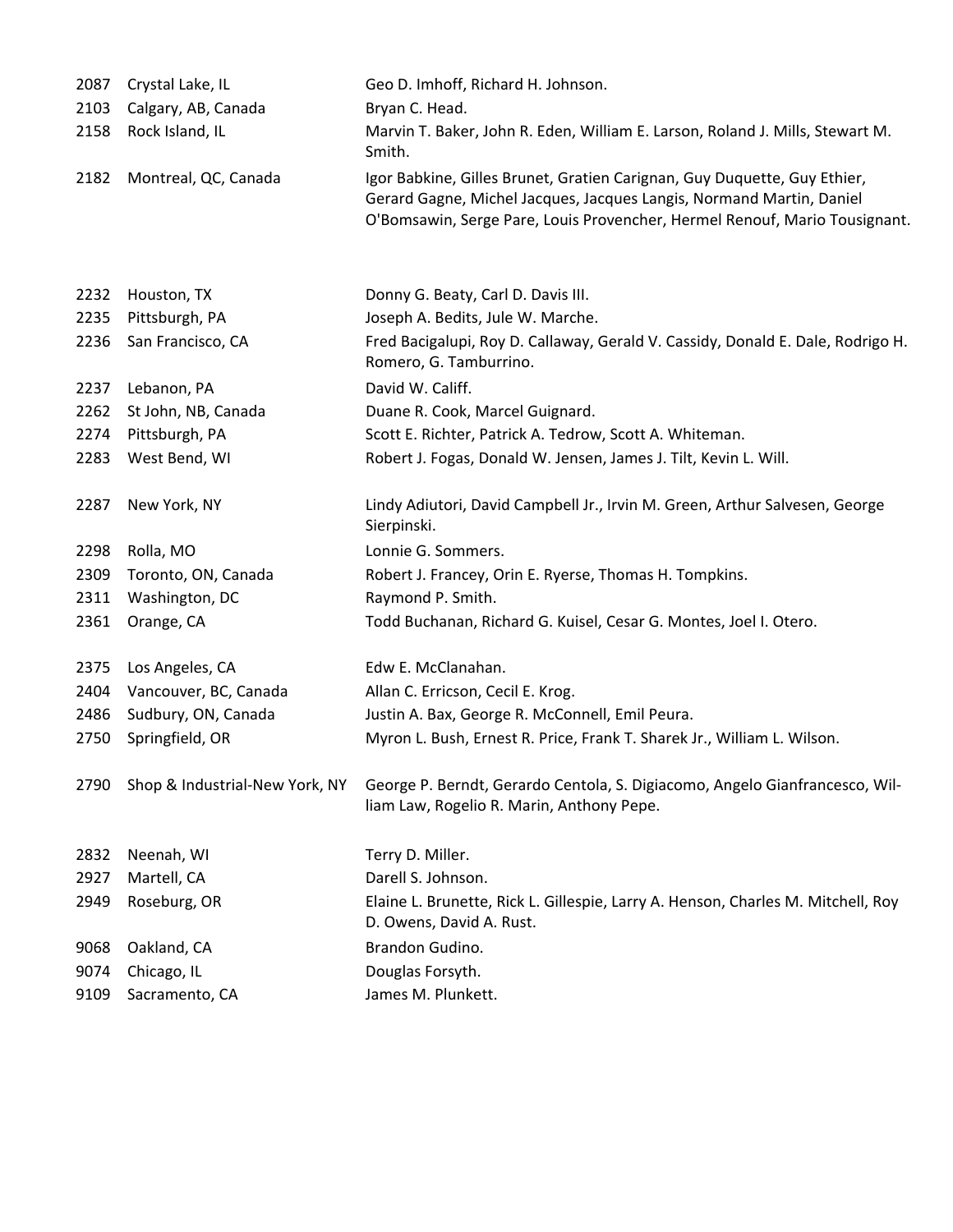| | | |
|---|---|---|
| 2087 | Crystal Lake, IL | Geo D. Imhoff, Richard H. Johnson. |
| 2103 | Calgary, AB, Canada | Bryan C. Head. |
| 2158 | Rock Island, IL | Marvin T. Baker, John R. Eden, William E. Larson, Roland J. Mills, Stewart M. Smith. |
| 2182 | Montreal, QC, Canada | Igor Babkine, Gilles Brunet, Gratien Carignan, Guy Duquette, Guy Ethier, Gerard Gagne, Michel Jacques, Jacques Langis, Normand Martin, Daniel O'Bomsawin, Serge Pare, Louis Provencher, Hermel Renouf, Mario Tousignant. |
| 2232 | Houston, TX | Donny G. Beaty, Carl D. Davis III. |
| 2235 | Pittsburgh, PA | Joseph A. Bedits, Jule W. Marche. |
| 2236 | San Francisco, CA | Fred Bacigalupi, Roy D. Callaway, Gerald V. Cassidy, Donald E. Dale, Rodrigo H. Romero, G. Tamburrino. |
| 2237 | Lebanon, PA | David W. Califf. |
| 2262 | St John, NB, Canada | Duane R. Cook, Marcel Guignard. |
| 2274 | Pittsburgh, PA | Scott E. Richter, Patrick A. Tedrow, Scott A. Whiteman. |
| 2283 | West Bend, WI | Robert J. Fogas, Donald W. Jensen, James J. Tilt, Kevin L. Will. |
| 2287 | New York, NY | Lindy Adiutori, David Campbell Jr., Irvin M. Green, Arthur Salvesen, George Sierpinski. |
| 2298 | Rolla, MO | Lonnie G. Sommers. |
| 2309 | Toronto, ON, Canada | Robert J. Francey, Orin E. Ryerse, Thomas H. Tompkins. |
| 2311 | Washington, DC | Raymond P. Smith. |
| 2361 | Orange, CA | Todd Buchanan, Richard G. Kuisel, Cesar G. Montes, Joel I. Otero. |
| 2375 | Los Angeles, CA | Edw E. McClanahan. |
| 2404 | Vancouver, BC, Canada | Allan C. Erricson, Cecil E. Krog. |
| 2486 | Sudbury, ON, Canada | Justin A. Bax, George R. McConnell, Emil Peura. |
| 2750 | Springfield, OR | Myron L. Bush, Ernest R. Price, Frank T. Sharek Jr., William L. Wilson. |
| 2790 | Shop & Industrial-New York, NY | George P. Berndt, Gerardo Centola, S. Digiacomo, Angelo Gianfrancesco, William Law, Rogelio R. Marin, Anthony Pepe. |
| 2832 | Neenah, WI | Terry D. Miller. |
| 2927 | Martell, CA | Darell S. Johnson. |
| 2949 | Roseburg, OR | Elaine L. Brunette, Rick L. Gillespie, Larry A. Henson, Charles M. Mitchell, Roy D. Owens, David A. Rust. |
| 9068 | Oakland, CA | Brandon Gudino. |
| 9074 | Chicago, IL | Douglas Forsyth. |
| 9109 | Sacramento, CA | James M. Plunkett. |